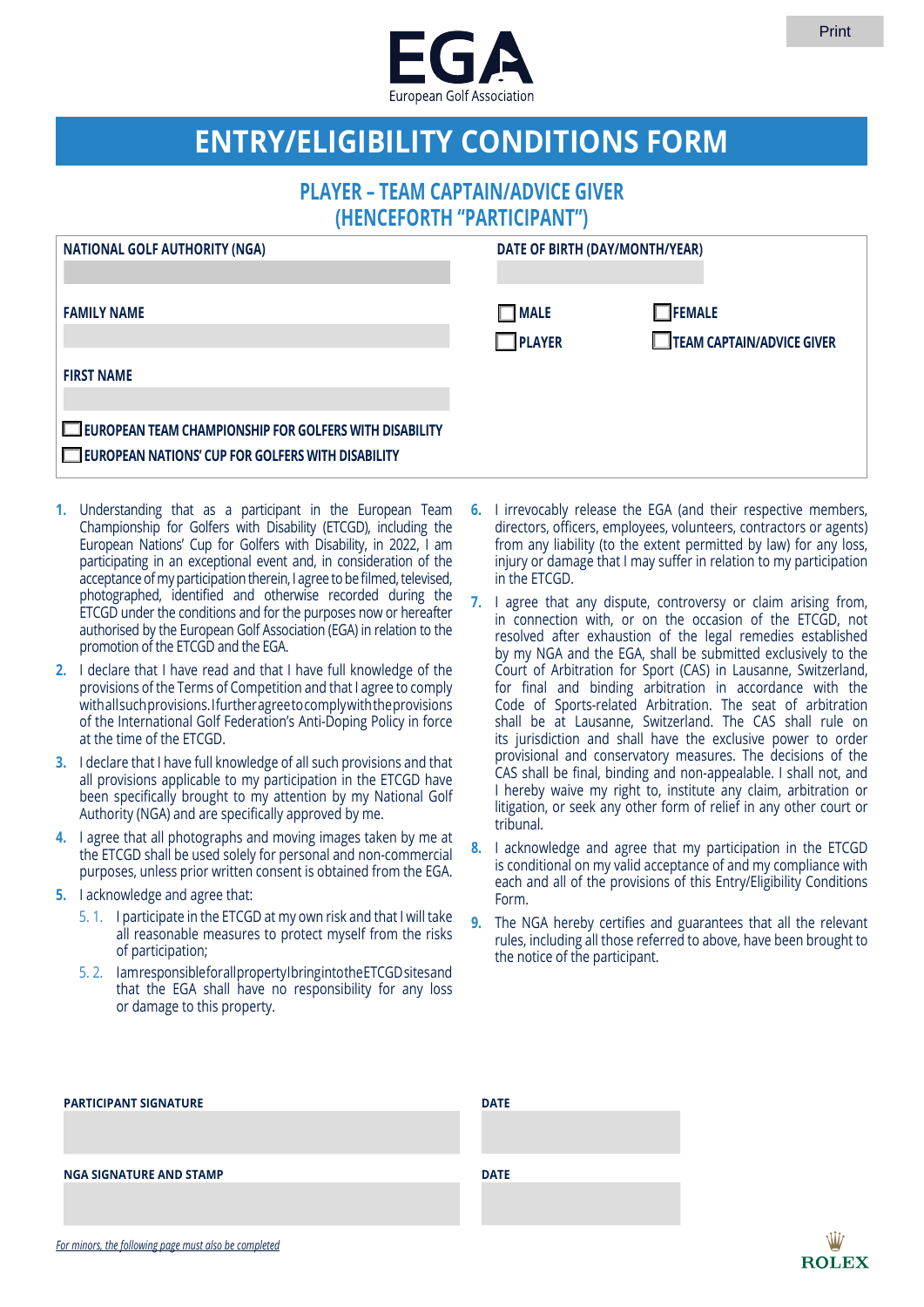EGA
European Golf Association

# ENTRY/ELIGIBILITY CONDITIONS FORM

## PLAYER – TEAM CAPTAIN/ADVICE GIVER (HENCEFORTH “PARTICIPANT”)

**NATIONAL GOLF AUTHORITY (NGA)**

**DATE OF BIRTH (DAY/MONTH/YEAR)**

**FAMILY NAME**

☐ **MALE** ☐ **FEMALE**

☐ **PLAYER** ☐ **TEAM CAPTAIN/ADVICE GIVER**

**FIRST NAME**

☐ **EUROPEAN TEAM CHAMPIONSHIP FOR GOLFERS WITH DISABILITY**

☐ **EUROPEAN NATIONS’ CUP FOR GOLFERS WITH DISABILITY**

1. Understanding that as a participant in the European Team Championship for Golfers with Disability (ETCGD), including the European Nations’ Cup for Golfers with Disability, in 2022, I am participating in an exceptional event and, in consideration of the acceptance of my participation therein, I agree to be filmed, televised, photographed, identified and otherwise recorded during the ETCGD under the conditions and for the purposes now or hereafter authorised by the European Golf Association (EGA) in relation to the promotion of the ETCGD and the EGA.
2. I declare that I have read and that I have full knowledge of the provisions of the Terms of Competition and that I agree to comply with all such provisions. I further agree to comply with the provisions of the International Golf Federation’s Anti-Doping Policy in force at the time of the ETCGD.
3. I declare that I have full knowledge of all such provisions and that all provisions applicable to my participation in the ETCGD have been specifically brought to my attention by my National Golf Authority (NGA) and are specifically approved by me.
4. I agree that all photographs and moving images taken by me at the ETCGD shall be used solely for personal and non-commercial purposes, unless prior written consent is obtained from the EGA.
5. I acknowledge and agree that:
   - 5. 1. I participate in the ETCGD at my own risk and that I will take all reasonable measures to protect myself from the risks of participation;
   - 5. 2. I am responsible for all property I bring into the ETCGD sites and that the EGA shall have no responsibility for any loss or damage to this property.
6. I irrevocably release the EGA (and their respective members, directors, officers, employees, volunteers, contractors or agents) from any liability (to the extent permitted by law) for any loss, injury or damage that I may suffer in relation to my participation in the ETCGD.
7. I agree that any dispute, controversy or claim arising from, in connection with, or on the occasion of the ETCGD, not resolved after exhaustion of the legal remedies established by my NGA and the EGA, shall be submitted exclusively to the Court of Arbitration for Sport (CAS) in Lausanne, Switzerland, for final and binding arbitration in accordance with the Code of Sports-related Arbitration. The seat of arbitration shall be at Lausanne, Switzerland. The CAS shall rule on its jurisdiction and shall have the exclusive power to order provisional and conservatory measures. The decisions of the CAS shall be final, binding and non-appealable. I shall not, and I hereby waive my right to, institute any claim, arbitration or litigation, or seek any other form of relief in any other court or tribunal.
8. I acknowledge and agree that my participation in the ETCGD is conditional on my valid acceptance of and my compliance with each and all of the provisions of this Entry/Eligibility Conditions Form.
9. The NGA hereby certifies and guarantees that all the relevant rules, including all those referred to above, have been brought to the notice of the participant.

**PARTICIPANT SIGNATURE**

**DATE**

**NGA SIGNATURE AND STAMP**

**DATE**

*For minors, the following page must also be completed*

ROLEX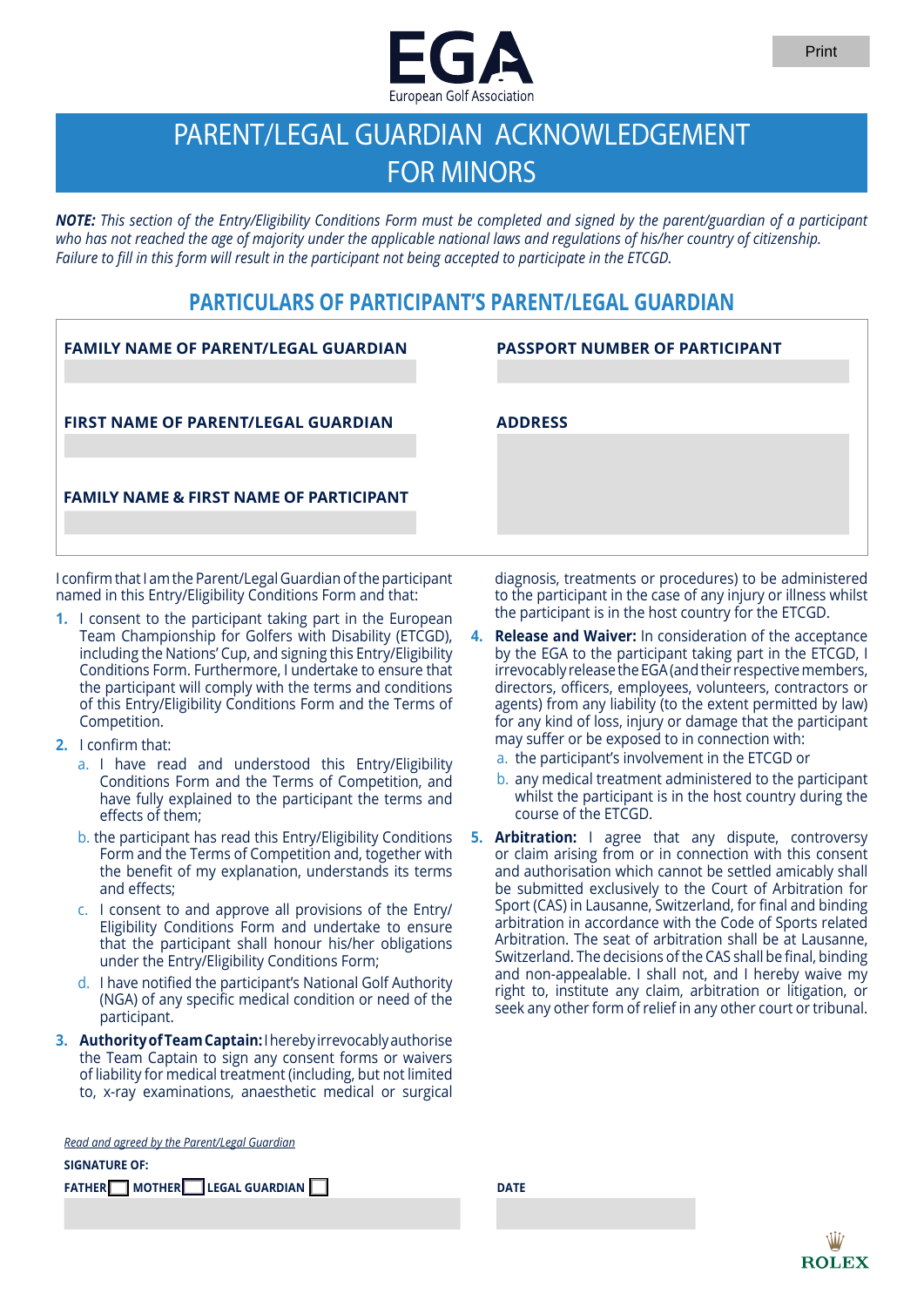EGA
European Golf Association

# PARENT/LEGAL GUARDIAN ACKNOWLEDGEMENT FOR MINORS

***NOTE:*** *This section of the Entry/Eligibility Conditions Form must be completed and signed by the parent/guardian of a participant who has not reached the age of majority under the applicable national laws and regulations of his/her country of citizenship. Failure to fill in this form will result in the participant not being accepted to participate in the ETCGD.*

## PARTICULARS OF PARTICIPANT'S PARENT/LEGAL GUARDIAN

**FAMILY NAME OF PARENT/LEGAL GUARDIAN**

**FIRST NAME OF PARENT/LEGAL GUARDIAN**

**FAMILY NAME & FIRST NAME OF PARTICIPANT**

**PASSPORT NUMBER OF PARTICIPANT**

**ADDRESS**

I confirm that I am the Parent/Legal Guardian of the participant named in this Entry/Eligibility Conditions Form and that:

1. I consent to the participant taking part in the European Team Championship for Golfers with Disability (ETCGD), including the Nations' Cup, and signing this Entry/Eligibility Conditions Form. Furthermore, I undertake to ensure that the participant will comply with the terms and conditions of this Entry/Eligibility Conditions Form and the Terms of Competition.
2. I confirm that:
   a. I have read and understood this Entry/Eligibility Conditions Form and the Terms of Competition, and have fully explained to the participant the terms and effects of them;
   b. the participant has read this Entry/Eligibility Conditions Form and the Terms of Competition, and together with the benefit of my explanation, understands its terms and effects;
   c. I consent to and approve all provisions of the Entry/Eligibility Conditions Form and undertake to ensure that the participant shall honour his/her obligations under the Entry/Eligibility Conditions Form;
   d. I have notified the participant's National Golf Authority (NGA) of any specific medical condition or need of the participant.
3. **Authority of Team Captain:** I hereby irrevocably authorise the Team Captain to sign any consent forms or waivers of liability for medical treatment (including, but not limited to, x-ray examinations, anaesthetic medical or surgical diagnosis, treatments or procedures) to be administered to the participant in the case of any injury or illness whilst the participant is in the host country for the ETCGD.
4. **Release and Waiver:** In consideration of the acceptance by the EGA to the participant taking part in the ETCGD, I irrevocably release the EGA (and their respective members, directors, officers, employees, volunteers, contractors or agents) from any liability (to the extent permitted by law) for any kind of loss, injury or damage that the participant may suffer or be exposed to in connection with:
   a. the participant's involvement in the ETCGD or
   b. any medical treatment administered to the participant whilst the participant is in the host country during the course of the ETCGD.
5. **Arbitration:** I agree that any dispute, controversy or claim arising from or in connection with this consent and authorisation which cannot be settled amicably shall be submitted exclusively to the Court of Arbitration for Sport (CAS) in Lausanne, Switzerland, for final and binding arbitration in accordance with the Code of Sports related Arbitration. The seat of arbitration shall be at Lausanne, Switzerland. The decisions of the CAS shall be final, binding and non-appealable. I shall not, and I hereby waive my right to, institute any claim, arbitration or litigation, or seek any other form of relief in any other court or tribunal.

*Read and agreed by the Parent/Legal Guardian*

**SIGNATURE OF:**

**FATHER** ☐ **MOTHER** ☐ **LEGAL GUARDIAN** ☐

**DATE**

ROLEX